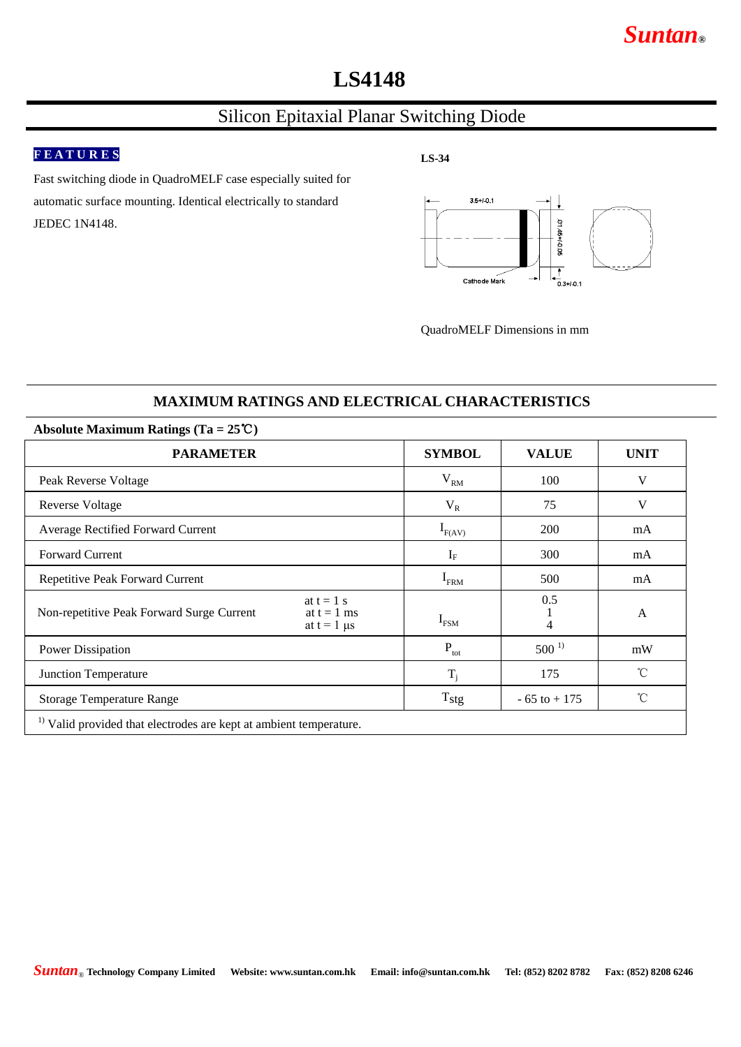# LS4148

## Silicon Epitaxial Planar Switching Diode

**FEATURES**

Fast switching diode in QuadroMELF case especially suited for automatic surface mounting. Identical electrically to standard JEDEC 1N4148.

**LS-34**

QuadroMELF Dimensions in mm

## MAXIMUM RATINGS AND ELECTRICAL CHARACTERISTICS

**Absolute Maximum Ratings (Ta = 25℃)**

| PARAMETER | | SYMBOL | VALUE | UNIT |
|---|---|---|---|---|
| Peak Reverse Voltage | | $V_{RM}$ | 100 | V |
| Reverse Voltage | | $V_R$ | 75 | V |
| Average Rectified Forward Current | | $I_{F(AV)}$ | 200 | mA |
| Forward Current | | $I_F$ | 300 | mA |
| Repetitive Peak Forward Current | | $I_{FRM}$ | 500 | mA |
| Non-repetitive Peak Forward Surge Current | at t = 1 s<br>at t = 1 ms<br>at t = 1 µs | $I_{FSM}$ | 0.5<br>1<br>4 | A |
| Power Dissipation | | $P_{tot}$ | 500 [1] | mW |
| Junction Temperature | | $T_j$ | 175 | ℃ |
| Storage Temperature Range | | $T_{stg}$ | - 65 to + 175 | ℃ |

[1] Valid provided that electrodes are kept at ambient temperature.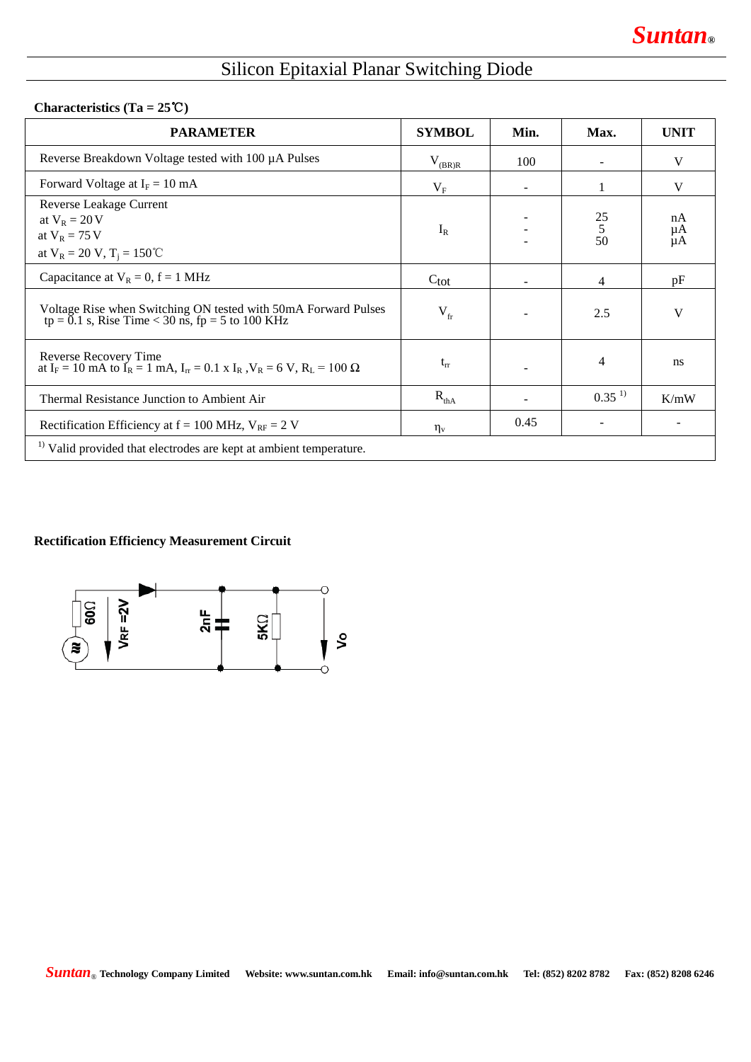# Silicon Epitaxial Planar Switching Diode

**Characteristics (Ta = 25℃)**

| PARAMETER | SYMBOL | Min. | Max. | UNIT |
|---|---|---|---|---|
| Reverse Breakdown Voltage tested with 100 µA Pulses | $V_{(BR)R}$ | 100 | - | V |
| Forward Voltage at $I_F$ = 10 mA | $V_F$ | - | 1 | V |
| Reverse Leakage Current<br>at $V_R$ = 20 V<br>at $V_R$ = 75 V<br>at $V_R$ = 20 V, $T_j$ = 150℃ | $I_R$ | -<br>-<br>- | 25<br>5<br>50 | nA<br>µA<br>µA |
| Capacitance at $V_R$ = 0, f = 1 MHz | $C_{tot}$ | - | 4 | pF |
| Voltage Rise when Switching ON tested with 50mA Forward Pulses tp = 0.1 s, Rise Time < 30 ns, fp = 5 to 100 KHz | $V_{fr}$ | - | 2.5 | V |
| Reverse Recovery Time<br>at $I_F$ = 10 mA to $I_R$ = 1 mA, $I_{rr}$ = 0.1 x $I_R$ ,$V_R$ = 6 V, $R_L$ = 100 Ω | $t_{rr}$ | - | 4 | ns |
| Thermal Resistance Junction to Ambient Air | $R_{thA}$ | - | 0.35 [1] | K/mW |
| Rectification Efficiency at f = 100 MHz, $V_{RF}$ = 2 V | $\eta_v$ | 0.45 | - | - |

[1] Valid provided that electrodes are kept at ambient temperature.

**Rectification Efficiency Measurement Circuit**

60Ω  VRF =2V  2nF  5KΩ  Vo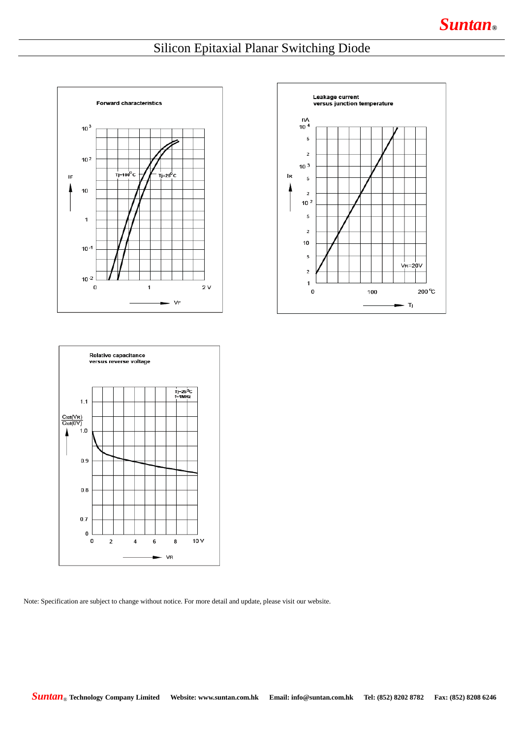# Silicon Epitaxial Planar Switching Diode

Forward characteristics

$10^3$
$10^2$
IF
10
1
$10^{-1}$
$10^{-2}$
0
1
2 V
VF
Tj=100°C
Tj=25°C

Leakage current versus junction temperature

nA
$10^4$
5
2
$10^3$
IR
5
2
$10^2$
5
2
10
5
2
1
0
100
200 °C
Tj
VR=20V

Relative capacitance versus reverse voltage

Tj=25°C
f=1MHz
1.1
Ctot(VR) / Ctot(0V)
1.0
0.9
0.8
0.7
0
0
2
4
6
8
10 V
VR

Note: Specification are subject to change without notice. For more detail and update, please visit our website.